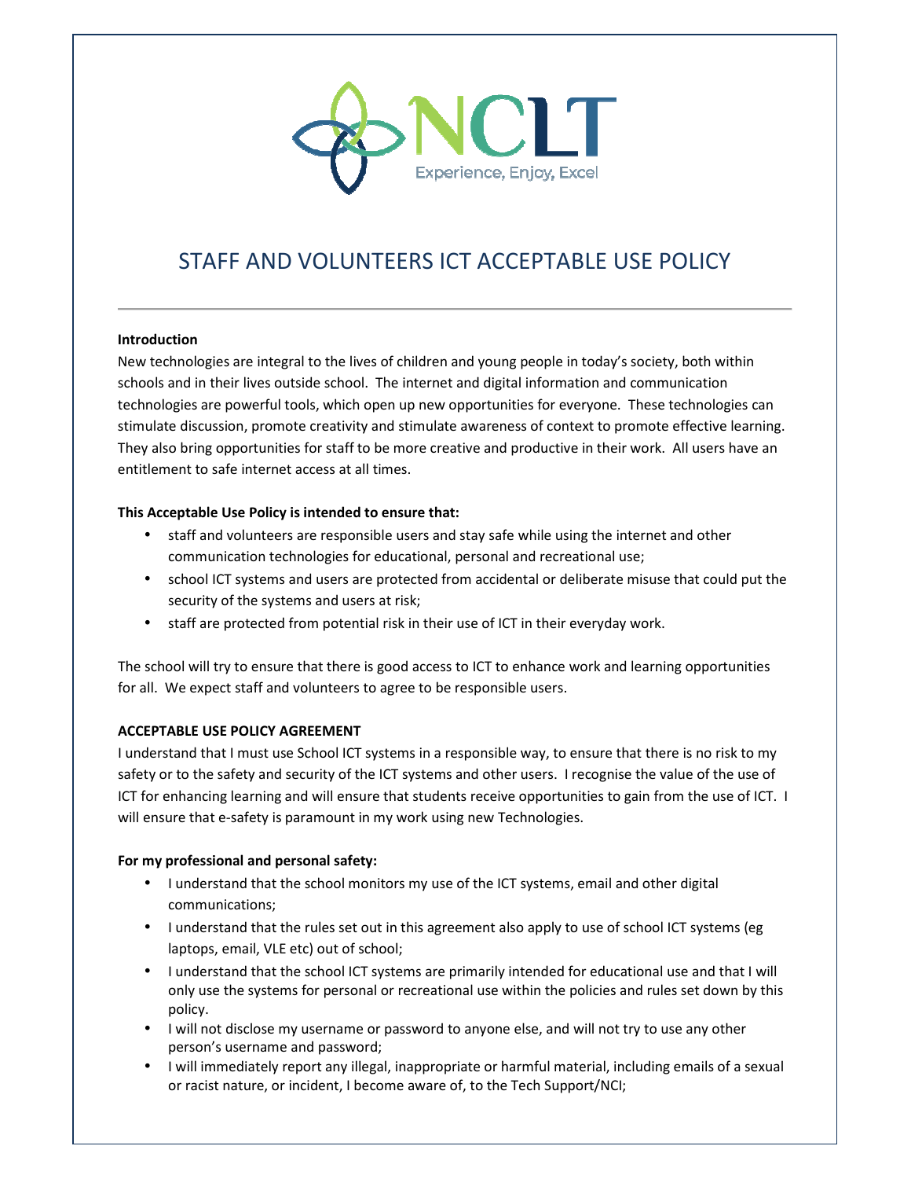# STAFF AND VOLUNTEERS ICT ACCEPTABLE USE POLICY

**Introduction**

New technologies are integral to the lives of children and young people in today's society, both within schools and in their lives outside school. The internet and digital information and communication technologies are powerful tools, which open up new opportunities for everyone. These technologies can stimulate discussion, promote creativity and stimulate awareness of context to promote effective learning. They also bring opportunities for staff to be more creative and productive in their work. All users have an entitlement to safe internet access at all times.

**This Acceptable Use Policy is intended to ensure that:**

- staff and volunteers are responsible users and stay safe while using the internet and other communication technologies for educational, personal and recreational use;
- school ICT systems and users are protected from accidental or deliberate misuse that could put the security of the systems and users at risk;
- staff are protected from potential risk in their use of ICT in their everyday work.

The school will try to ensure that there is good access to ICT to enhance work and learning opportunities for all. We expect staff and volunteers to agree to be responsible users.

**ACCEPTABLE USE POLICY AGREEMENT**

I understand that I must use School ICT systems in a responsible way, to ensure that there is no risk to my safety or to the safety and security of the ICT systems and other users. I recognise the value of the use of ICT for enhancing learning and will ensure that students receive opportunities to gain from the use of ICT. I will ensure that e-safety is paramount in my work using new Technologies.

**For my professional and personal safety:**

- I understand that the school monitors my use of the ICT systems, email and other digital communications;
- I understand that the rules set out in this agreement also apply to use of school ICT systems (eg laptops, email, VLE etc) out of school;
- I understand that the school ICT systems are primarily intended for educational use and that I will only use the systems for personal or recreational use within the policies and rules set down by this policy.
- I will not disclose my username or password to anyone else, and will not try to use any other person's username and password;
- I will immediately report any illegal, inappropriate or harmful material, including emails of a sexual or racist nature, or incident, I become aware of, to the Tech Support/NCI;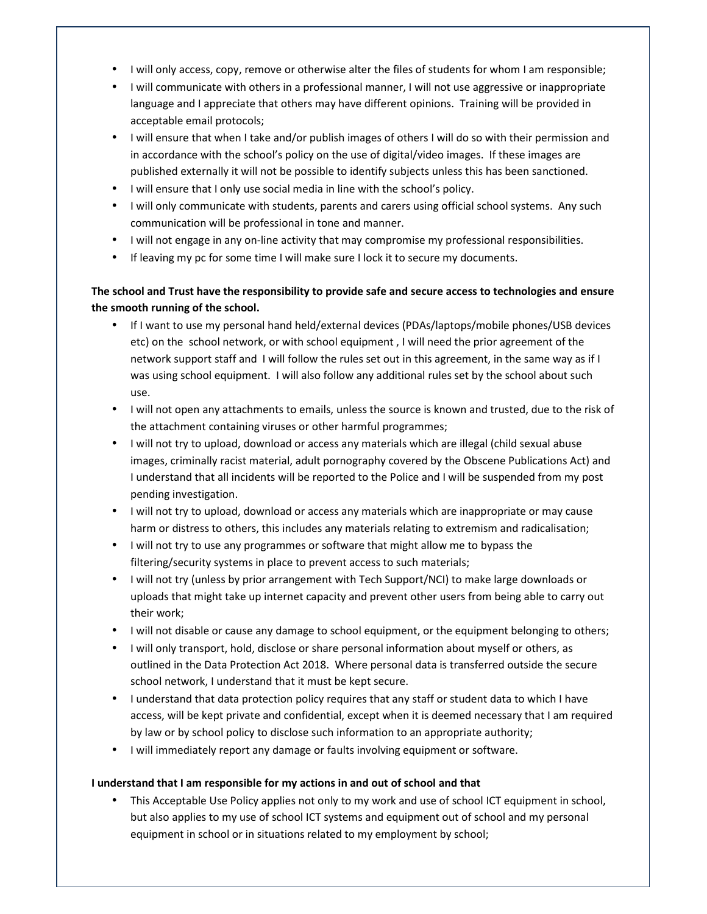- I will only access, copy, remove or otherwise alter the files of students for whom I am responsible;
- I will communicate with others in a professional manner, I will not use aggressive or inappropriate language and I appreciate that others may have different opinions. Training will be provided in acceptable email protocols;
- I will ensure that when I take and/or publish images of others I will do so with their permission and in accordance with the school's policy on the use of digital/video images. If these images are published externally it will not be possible to identify subjects unless this has been sanctioned.
- I will ensure that I only use social media in line with the school's policy.
- I will only communicate with students, parents and carers using official school systems. Any such communication will be professional in tone and manner.
- I will not engage in any on-line activity that may compromise my professional responsibilities.
- If leaving my pc for some time I will make sure I lock it to secure my documents.

**The school and Trust have the responsibility to provide safe and secure access to technologies and ensure the smooth running of the school.**

- If I want to use my personal hand held/external devices (PDAs/laptops/mobile phones/USB devices etc) on the school network, or with school equipment , I will need the prior agreement of the network support staff and I will follow the rules set out in this agreement, in the same way as if I was using school equipment. I will also follow any additional rules set by the school about such use.
- I will not open any attachments to emails, unless the source is known and trusted, due to the risk of the attachment containing viruses or other harmful programmes;
- I will not try to upload, download or access any materials which are illegal (child sexual abuse images, criminally racist material, adult pornography covered by the Obscene Publications Act) and I understand that all incidents will be reported to the Police and I will be suspended from my post pending investigation.
- I will not try to upload, download or access any materials which are inappropriate or may cause harm or distress to others, this includes any materials relating to extremism and radicalisation;
- I will not try to use any programmes or software that might allow me to bypass the filtering/security systems in place to prevent access to such materials;
- I will not try (unless by prior arrangement with Tech Support/NCI) to make large downloads or uploads that might take up internet capacity and prevent other users from being able to carry out their work;
- I will not disable or cause any damage to school equipment, or the equipment belonging to others;
- I will only transport, hold, disclose or share personal information about myself or others, as outlined in the Data Protection Act 2018. Where personal data is transferred outside the secure school network, I understand that it must be kept secure.
- I understand that data protection policy requires that any staff or student data to which I have access, will be kept private and confidential, except when it is deemed necessary that I am required by law or by school policy to disclose such information to an appropriate authority;
- I will immediately report any damage or faults involving equipment or software.

**I understand that I am responsible for my actions in and out of school and that**

- This Acceptable Use Policy applies not only to my work and use of school ICT equipment in school, but also applies to my use of school ICT systems and equipment out of school and my personal equipment in school or in situations related to my employment by school;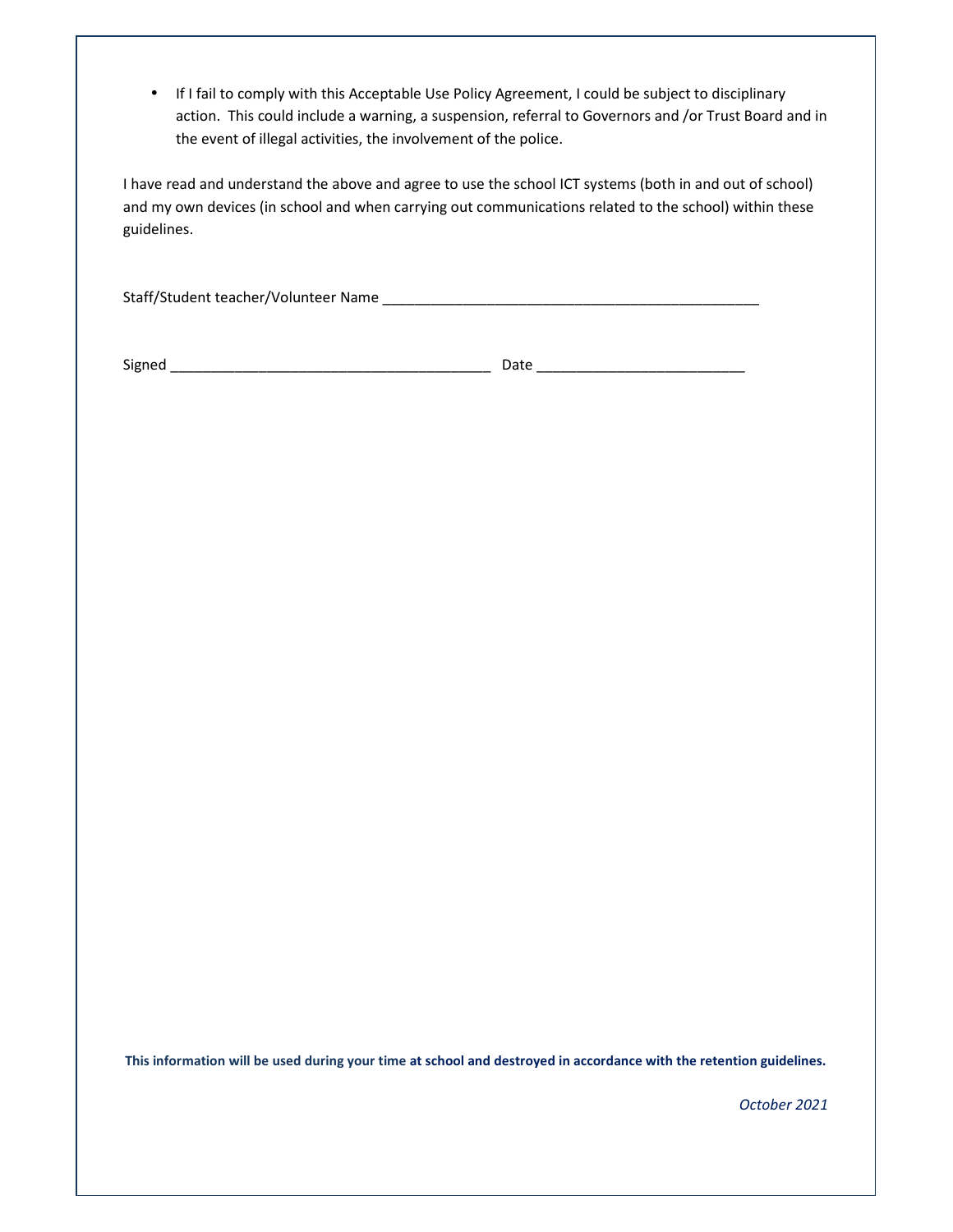- If I fail to comply with this Acceptable Use Policy Agreement, I could be subject to disciplinary action. This could include a warning, a suspension, referral to Governors and /or Trust Board and in the event of illegal activities, the involvement of the police.

I have read and understand the above and agree to use the school ICT systems (both in and out of school) and my own devices (in school and when carrying out communications related to the school) within these guidelines.

Staff/Student teacher/Volunteer Name _______________________________________________

Signed ________________________________________ Date __________________________

**This information will be used during your time at school and destroyed in accordance with the retention guidelines.**

*October 2021*